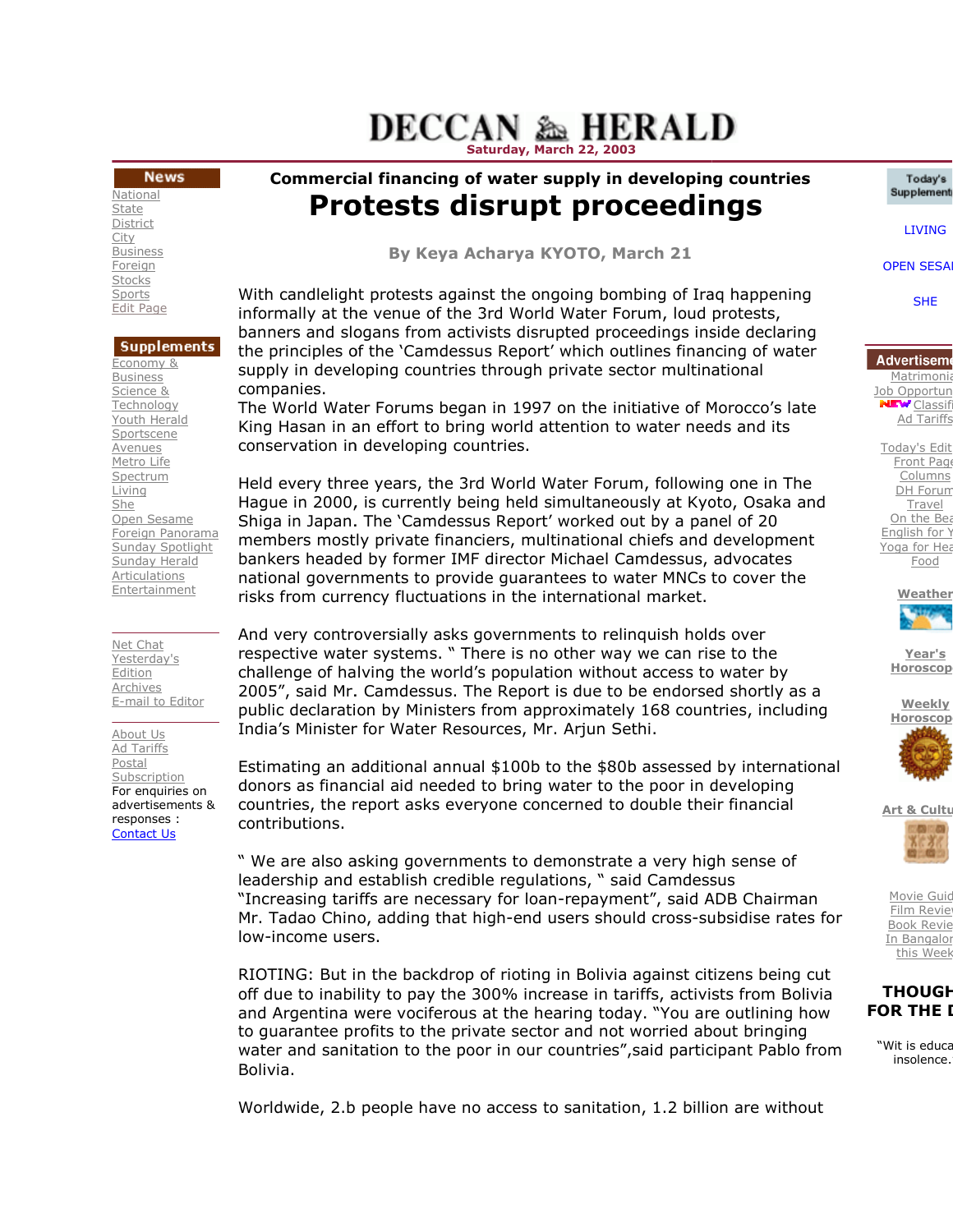# DECCAN HERALD

Saturday, March 22, 2003

### Commercial financing of water supply in developing countries

# Protests disrupt proceedings

**By Keya Acharya KYOTO, March 21**

With candlelight protests against the ongoing bombing of Iraq happening informally at the venue of the 3rd World Water Forum, loud protests, banners and slogans from activists disrupted proceedings inside declaring the principles of the 'Camdessus Report' which outlines financing of water supply in developing countries through private sector multinational companies.
The World Water Forums began in 1997 on the initiative of Morocco's late King Hasan in an effort to bring world attention to water needs and its conservation in developing countries.

Held every three years, the 3rd World Water Forum, following one in The Hague in 2000, is currently being held simultaneously at Kyoto, Osaka and Shiga in Japan. The 'Camdessus Report' worked out by a panel of 20 members mostly private financiers, multinational chiefs and development bankers headed by former IMF director Michael Camdessus, advocates national governments to provide guarantees to water MNCs to cover the risks from currency fluctuations in the international market.

And very controversially asks governments to relinquish holds over respective water systems. " There is no other way we can rise to the challenge of halving the world's population without access to water by 2005", said Mr. Camdessus. The Report is due to be endorsed shortly as a public declaration by Ministers from approximately 168 countries, including India's Minister for Water Resources, Mr. Arjun Sethi.

Estimating an additional annual $100b to the $80b assessed by international donors as financial aid needed to bring water to the poor in developing countries, the report asks everyone concerned to double their financial contributions.

" We are also asking governments to demonstrate a very high sense of leadership and establish credible regulations, " said Camdessus
"Increasing tariffs are necessary for loan-repayment", said ADB Chairman Mr. Tadao Chino, adding that high-end users should cross-subsidise rates for low-income users.

RIOTING: But in the backdrop of rioting in Bolivia against citizens being cut off due to inability to pay the 300% increase in tariffs, activists from Bolivia and Argentina were vociferous at the hearing today. "You are outlining how to guarantee profits to the private sector and not worried about bringing water and sanitation to the poor in our countries",said participant Pablo from Bolivia.

Worldwide, 2.b people have no access to sanitation, 1.2 billion are without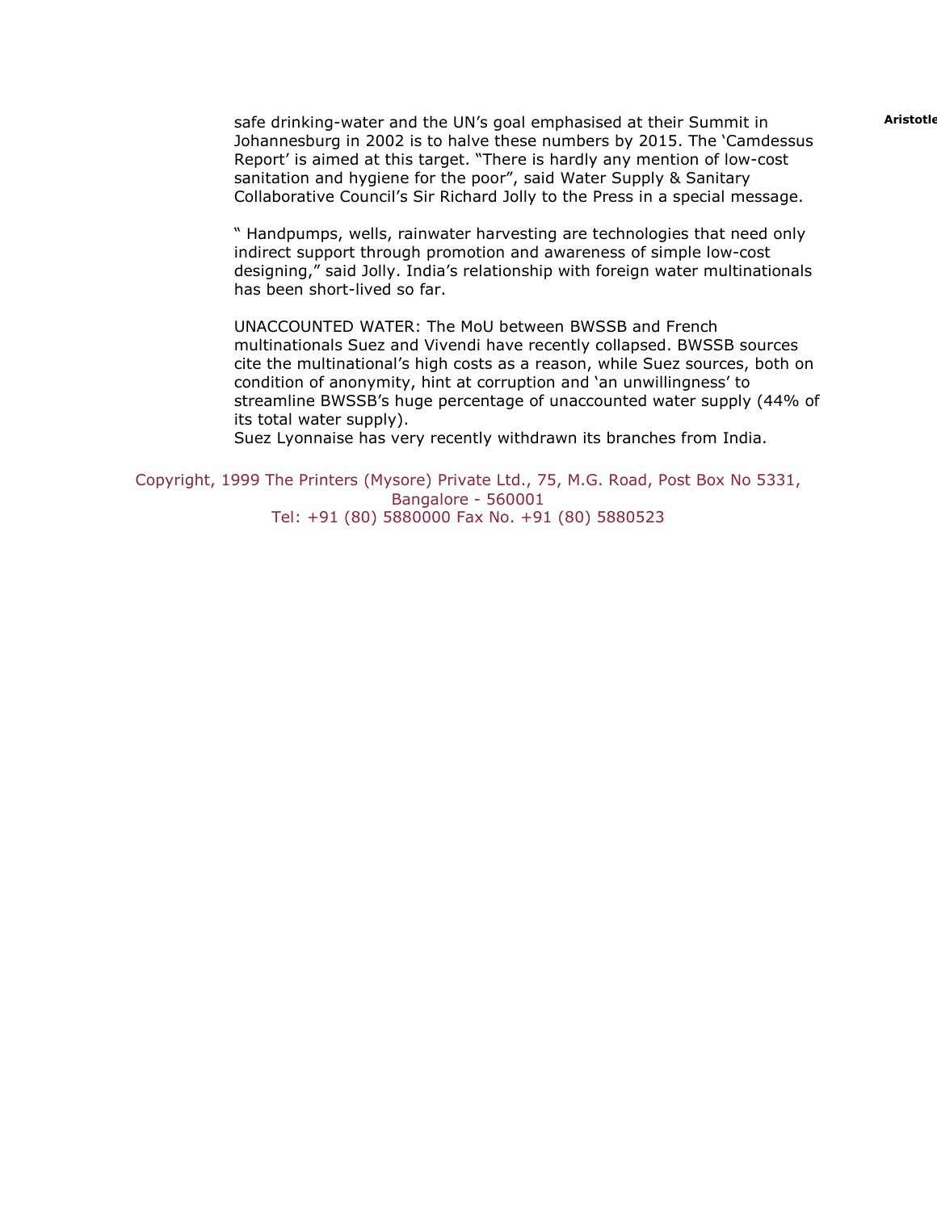safe drinking-water and the UN's goal emphasised at their Summit in Johannesburg in 2002 is to halve these numbers by 2015. The 'Camdessus Report' is aimed at this target. "There is hardly any mention of low-cost sanitation and hygiene for the poor", said Water Supply & Sanitary Collaborative Council's Sir Richard Jolly to the Press in a special message.

" Handpumps, wells, rainwater harvesting are technologies that need only indirect support through promotion and awareness of simple low-cost designing," said Jolly. India's relationship with foreign water multinationals has been short-lived so far.

UNACCOUNTED WATER: The MoU between BWSSB and French multinationals Suez and Vivendi have recently collapsed. BWSSB sources cite the multinational's high costs as a reason, while Suez sources, both on condition of anonymity, hint at corruption and 'an unwillingness' to streamline BWSSB's huge percentage of unaccounted water supply (44% of its total water supply).
Suez Lyonnaise has very recently withdrawn its branches from India.

Copyright, 1999 The Printers (Mysore) Private Ltd., 75, M.G. Road, Post Box No 5331, Bangalore - 560001
Tel: +91 (80) 5880000 Fax No. +91 (80) 5880523